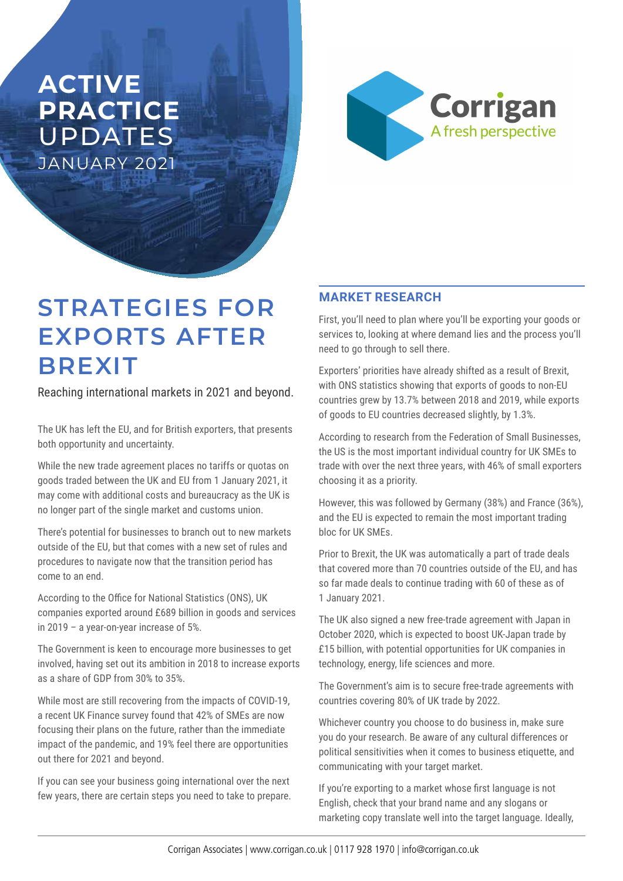# ACTIVE PRACTICE UPDATES
JANUARY 2021

Corrigan
A fresh perspective

## STRATEGIES FOR EXPORTS AFTER BREXIT

Reaching international markets in 2021 and beyond.

The UK has left the EU, and for British exporters, that presents both opportunity and uncertainty.

While the new trade agreement places no tariffs or quotas on goods traded between the UK and EU from 1 January 2021, it may come with additional costs and bureaucracy as the UK is no longer part of the single market and customs union.

There's potential for businesses to branch out to new markets outside of the EU, but that comes with a new set of rules and procedures to navigate now that the transition period has come to an end.

According to the Office for National Statistics (ONS), UK companies exported around £689 billion in goods and services in 2019 – a year-on-year increase of 5%.

The Government is keen to encourage more businesses to get involved, having set out its ambition in 2018 to increase exports as a share of GDP from 30% to 35%.

While most are still recovering from the impacts of COVID-19, a recent UK Finance survey found that 42% of SMEs are now focusing their plans on the future, rather than the immediate impact of the pandemic, and 19% feel there are opportunities out there for 2021 and beyond.

If you can see your business going international over the next few years, there are certain steps you need to take to prepare.

### MARKET RESEARCH

First, you'll need to plan where you'll be exporting your goods or services to, looking at where demand lies and the process you'll need to go through to sell there.

Exporters' priorities have already shifted as a result of Brexit, with ONS statistics showing that exports of goods to non-EU countries grew by 13.7% between 2018 and 2019, while exports of goods to EU countries decreased slightly, by 1.3%.

According to research from the Federation of Small Businesses, the US is the most important individual country for UK SMEs to trade with over the next three years, with 46% of small exporters choosing it as a priority.

However, this was followed by Germany (38%) and France (36%), and the EU is expected to remain the most important trading bloc for UK SMEs.

Prior to Brexit, the UK was automatically a part of trade deals that covered more than 70 countries outside of the EU, and has so far made deals to continue trading with 60 of these as of 1 January 2021.

The UK also signed a new free-trade agreement with Japan in October 2020, which is expected to boost UK-Japan trade by £15 billion, with potential opportunities for UK companies in technology, energy, life sciences and more.

The Government's aim is to secure free-trade agreements with countries covering 80% of UK trade by 2022.

Whichever country you choose to do business in, make sure you do your research. Be aware of any cultural differences or political sensitivities when it comes to business etiquette, and communicating with your target market.

If you're exporting to a market whose first language is not English, check that your brand name and any slogans or marketing copy translate well into the target language. Ideally,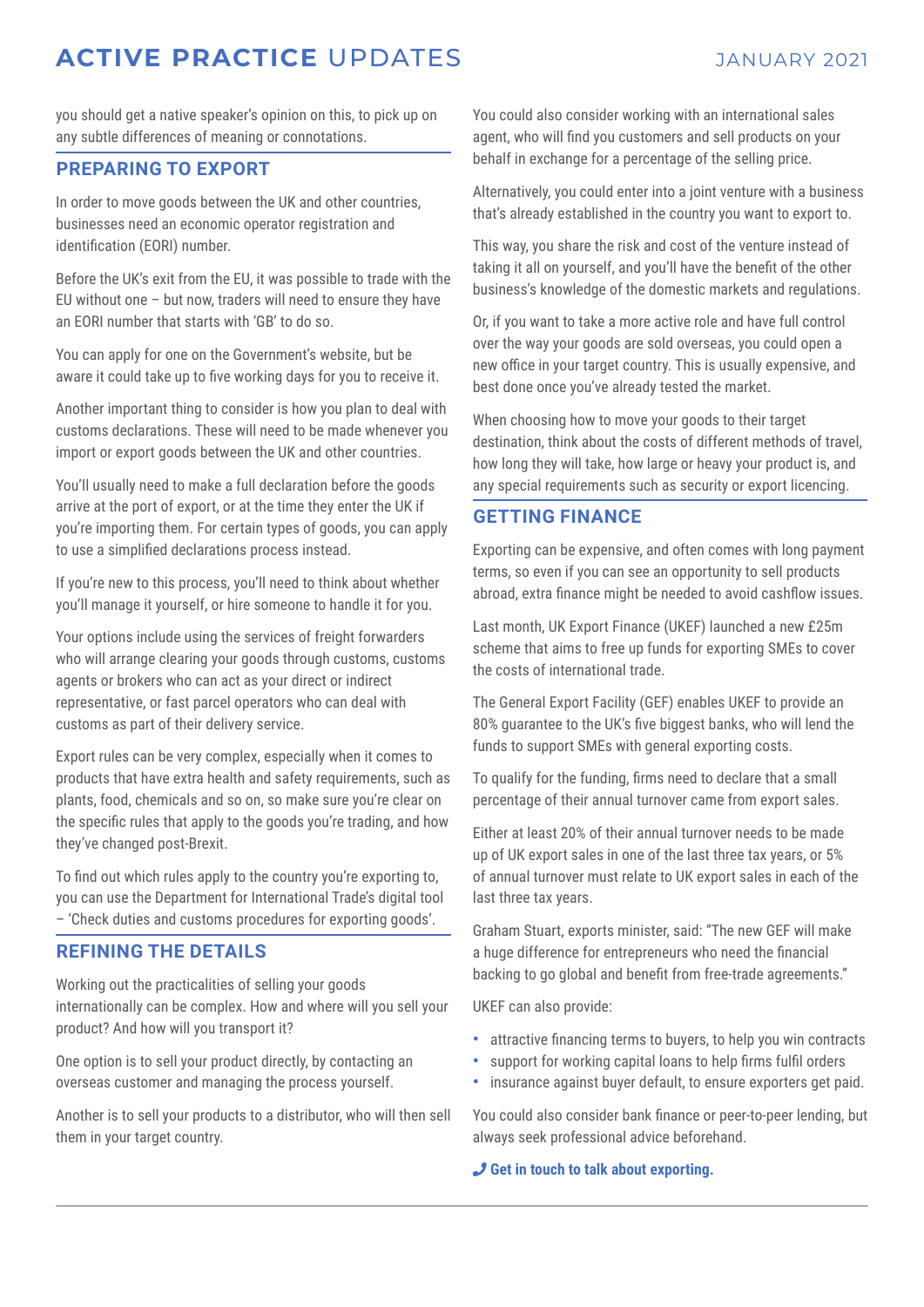you should get a native speaker's opinion on this, to pick up on any subtle differences of meaning or connotations.

## PREPARING TO EXPORT

In order to move goods between the UK and other countries, businesses need an economic operator registration and identification (EORI) number.

Before the UK's exit from the EU, it was possible to trade with the EU without one – but now, traders will need to ensure they have an EORI number that starts with 'GB' to do so.

You can apply for one on the Government's website, but be aware it could take up to five working days for you to receive it.

Another important thing to consider is how you plan to deal with customs declarations. These will need to be made whenever you import or export goods between the UK and other countries.

You'll usually need to make a full declaration before the goods arrive at the port of export, or at the time they enter the UK if you're importing them. For certain types of goods, you can apply to use a simplified declarations process instead.

If you're new to this process, you'll need to think about whether you'll manage it yourself, or hire someone to handle it for you.

Your options include using the services of freight forwarders who will arrange clearing your goods through customs, customs agents or brokers who can act as your direct or indirect representative, or fast parcel operators who can deal with customs as part of their delivery service.

Export rules can be very complex, especially when it comes to products that have extra health and safety requirements, such as plants, food, chemicals and so on, so make sure you're clear on the specific rules that apply to the goods you're trading, and how they've changed post-Brexit.

To find out which rules apply to the country you're exporting to, you can use the Department for International Trade's digital tool – 'Check duties and customs procedures for exporting goods'.

## REFINING THE DETAILS

Working out the practicalities of selling your goods internationally can be complex. How and where will you sell your product? And how will you transport it?

One option is to sell your product directly, by contacting an overseas customer and managing the process yourself.

Another is to sell your products to a distributor, who will then sell them in your target country.

You could also consider working with an international sales agent, who will find you customers and sell products on your behalf in exchange for a percentage of the selling price.

Alternatively, you could enter into a joint venture with a business that's already established in the country you want to export to.

This way, you share the risk and cost of the venture instead of taking it all on yourself, and you'll have the benefit of the other business's knowledge of the domestic markets and regulations.

Or, if you want to take a more active role and have full control over the way your goods are sold overseas, you could open a new office in your target country. This is usually expensive, and best done once you've already tested the market.

When choosing how to move your goods to their target destination, think about the costs of different methods of travel, how long they will take, how large or heavy your product is, and any special requirements such as security or export licencing.

## GETTING FINANCE

Exporting can be expensive, and often comes with long payment terms, so even if you can see an opportunity to sell products abroad, extra finance might be needed to avoid cashflow issues.

Last month, UK Export Finance (UKEF) launched a new £25m scheme that aims to free up funds for exporting SMEs to cover the costs of international trade.

The General Export Facility (GEF) enables UKEF to provide an 80% guarantee to the UK's five biggest banks, who will lend the funds to support SMEs with general exporting costs.

To qualify for the funding, firms need to declare that a small percentage of their annual turnover came from export sales.

Either at least 20% of their annual turnover needs to be made up of UK export sales in one of the last three tax years, or 5% of annual turnover must relate to UK export sales in each of the last three tax years.

Graham Stuart, exports minister, said: "The new GEF will make a huge difference for entrepreneurs who need the financial backing to go global and benefit from free-trade agreements."

UKEF can also provide:

- attractive financing terms to buyers, to help you win contracts
- support for working capital loans to help firms fulfil orders
- insurance against buyer default, to ensure exporters get paid.

You could also consider bank finance or peer-to-peer lending, but always seek professional advice beforehand.

**Get in touch to talk about exporting.**